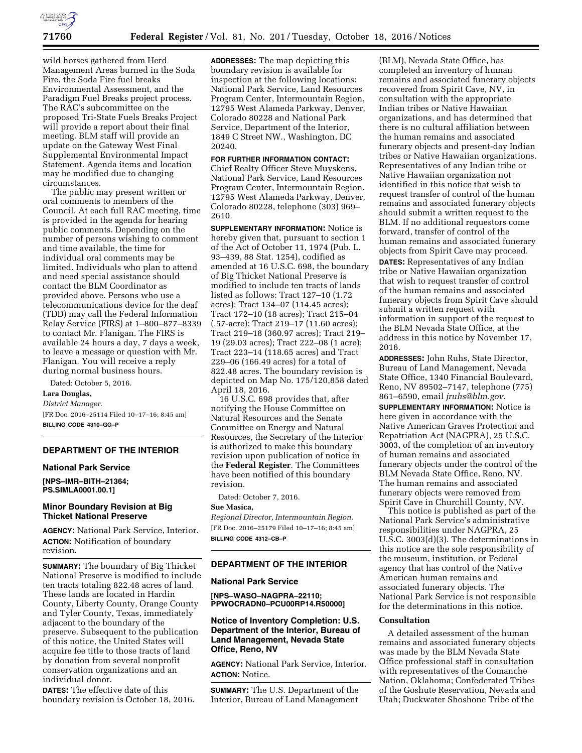wild horses gathered from Herd Management Areas burned in the Soda Fire, the Soda Fire fuel breaks Environmental Assessment, and the Paradigm Fuel Breaks project process. The RAC's subcommittee on the proposed Tri-State Fuels Breaks Project will provide a report about their final meeting. BLM staff will provide an update on the Gateway West Final Supplemental Environmental Impact Statement. Agenda items and location may be modified due to changing circumstances.

The public may present written or oral comments to members of the Council. At each full RAC meeting, time is provided in the agenda for hearing public comments. Depending on the number of persons wishing to comment and time available, the time for individual oral comments may be limited. Individuals who plan to attend and need special assistance should contact the BLM Coordinator as provided above. Persons who use a telecommunications device for the deaf (TDD) may call the Federal Information Relay Service (FIRS) at 1–800–877–8339 to contact Mr. Flanigan. The FIRS is available 24 hours a day, 7 days a week, to leave a message or question with Mr. Flanigan. You will receive a reply during normal business hours.

Dated: October 5, 2016.

**Lara Douglas,**

*District Manager.*

[FR Doc. 2016–25114 Filed 10–17–16; 8:45 am]

**BILLING CODE 4310–GG–P**

## DEPARTMENT OF THE INTERIOR

### National Park Service

**[NPS–IMR–BITH–21364; PS.SIMLA0001.00.1]**

### Minor Boundary Revision at Big Thicket National Preserve

**AGENCY:** National Park Service, Interior.

**ACTION:** Notification of boundary revision.

**SUMMARY:** The boundary of Big Thicket National Preserve is modified to include ten tracts totaling 822.48 acres of land. These lands are located in Hardin County, Liberty County, Orange County and Tyler County, Texas, immediately adjacent to the boundary of the preserve. Subsequent to the publication of this notice, the United States will acquire fee title to those tracts of land by donation from several nonprofit conservation organizations and an individual donor.

**DATES:** The effective date of this boundary revision is October 18, 2016.

**ADDRESSES:** The map depicting this boundary revision is available for inspection at the following locations: National Park Service, Land Resources Program Center, Intermountain Region, 12795 West Alameda Parkway, Denver, Colorado 80228 and National Park Service, Department of the Interior, 1849 C Street NW., Washington, DC 20240.

**FOR FURTHER INFORMATION CONTACT:** Chief Realty Officer Steve Muyskens, National Park Service, Land Resources Program Center, Intermountain Region, 12795 West Alameda Parkway, Denver, Colorado 80228, telephone (303) 969–2610.

**SUPPLEMENTARY INFORMATION:** Notice is hereby given that, pursuant to section 1 of the Act of October 11, 1974 (Pub. L. 93–439, 88 Stat. 1254), codified as amended at 16 U.S.C. 698, the boundary of Big Thicket National Preserve is modified to include ten tracts of lands listed as follows: Tract 127–10 (1.72 acres); Tract 134–07 (114.45 acres); Tract 172–10 (18 acres); Tract 215–04 (.57-acre); Tract 219–17 (11.60 acres); Tract 219–18 (360.97 acres); Tract 219–19 (29.03 acres); Tract 222–08 (1 acre); Tract 223–14 (118.65 acres) and Tract 229–06 (166.49 acres) for a total of 822.48 acres. The boundary revision is depicted on Map No. 175/120,858 dated April 18, 2016.

16 U.S.C. 698 provides that, after notifying the House Committee on Natural Resources and the Senate Committee on Energy and Natural Resources, the Secretary of the Interior is authorized to make this boundary revision upon publication of notice in the **Federal Register**. The Committees have been notified of this boundary revision.

Dated: October 7, 2016.

**Sue Masica,**

*Regional Director, Intermountain Region.*

[FR Doc. 2016–25179 Filed 10–17–16; 8:45 am]

**BILLING CODE 4312–CB–P**

## DEPARTMENT OF THE INTERIOR

### National Park Service

**[NPS–WASO–NAGPRA–22110; PPWOCRADN0–PCU00RP14.R50000]**

### Notice of Inventory Completion: U.S. Department of the Interior, Bureau of Land Management, Nevada State Office, Reno, NV

**AGENCY:** National Park Service, Interior.

**ACTION:** Notice.

**SUMMARY:** The U.S. Department of the Interior, Bureau of Land Management (BLM), Nevada State Office, has completed an inventory of human remains and associated funerary objects recovered from Spirit Cave, NV, in consultation with the appropriate Indian tribes or Native Hawaiian organizations, and has determined that there is no cultural affiliation between the human remains and associated funerary objects and present-day Indian tribes or Native Hawaiian organizations. Representatives of any Indian tribe or Native Hawaiian organization not identified in this notice that wish to request transfer of control of the human remains and associated funerary objects should submit a written request to the BLM. If no additional requestors come forward, transfer of control of the human remains and associated funerary objects from Spirit Cave may proceed.

**DATES:** Representatives of any Indian tribe or Native Hawaiian organization that wish to request transfer of control of the human remains and associated funerary objects from Spirit Cave should submit a written request with information in support of the request to the BLM Nevada State Office, at the address in this notice by November 17, 2016.

**ADDRESSES:** John Ruhs, State Director, Bureau of Land Management, Nevada State Office, 1340 Financial Boulevard, Reno, NV 89502–7147, telephone (775) 861–6590, email *jruhs@blm.gov.*

**SUPPLEMENTARY INFORMATION:** Notice is here given in accordance with the Native American Graves Protection and Repatriation Act (NAGPRA), 25 U.S.C. 3003, of the completion of an inventory of human remains and associated funerary objects under the control of the BLM Nevada State Office, Reno, NV. The human remains and associated funerary objects were removed from Spirit Cave in Churchill County, NV.

This notice is published as part of the National Park Service's administrative responsibilities under NAGPRA, 25 U.S.C. 3003(d)(3). The determinations in this notice are the sole responsibility of the museum, institution, or Federal agency that has control of the Native American human remains and associated funerary objects. The National Park Service is not responsible for the determinations in this notice.

#### Consultation

A detailed assessment of the human remains and associated funerary objects was made by the BLM Nevada State Office professional staff in consultation with representatives of the Comanche Nation, Oklahoma; Confederated Tribes of the Goshute Reservation, Nevada and Utah; Duckwater Shoshone Tribe of the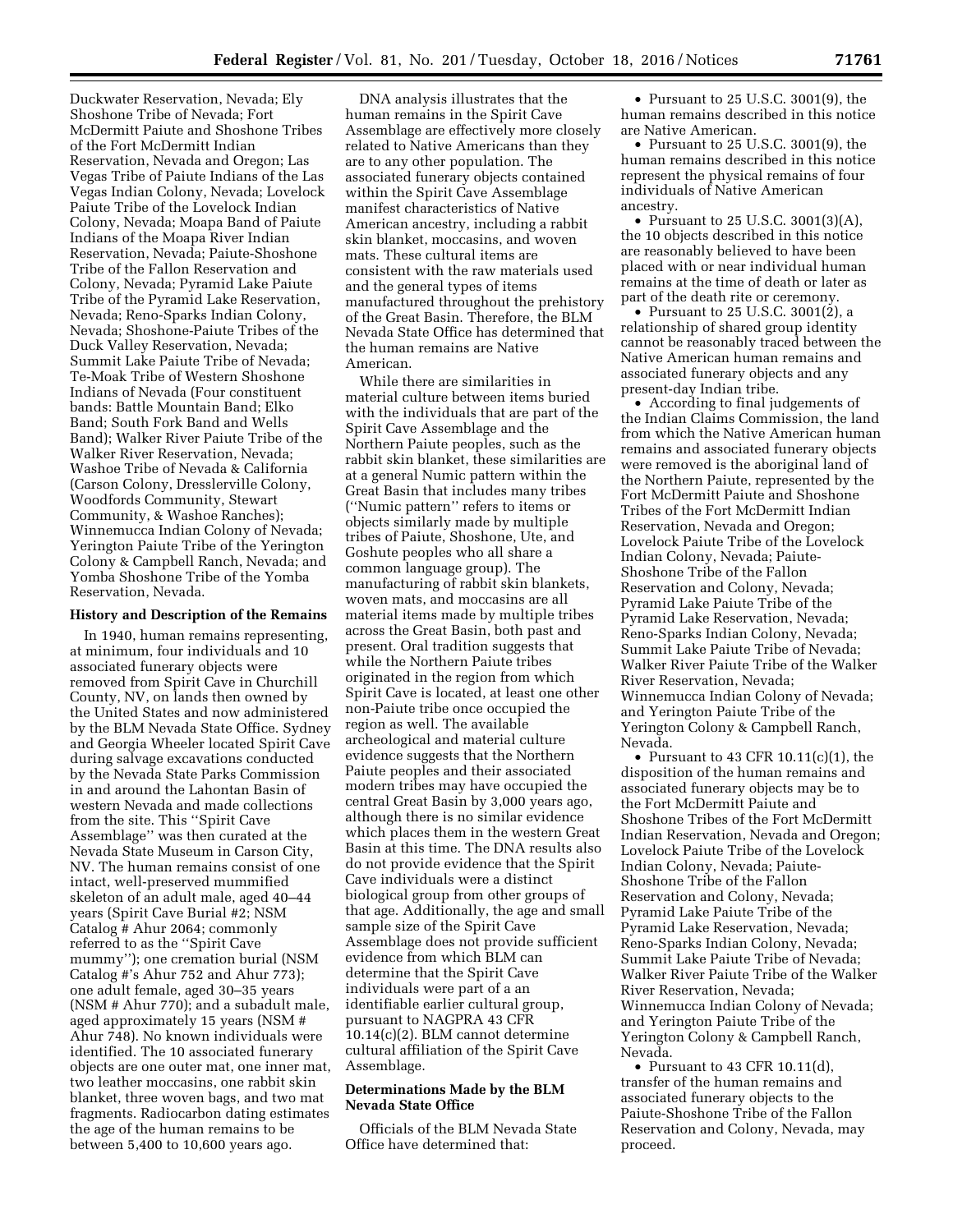Duckwater Reservation, Nevada; Ely Shoshone Tribe of Nevada; Fort McDermitt Paiute and Shoshone Tribes of the Fort McDermitt Indian Reservation, Nevada and Oregon; Las Vegas Tribe of Paiute Indians of the Las Vegas Indian Colony, Nevada; Lovelock Paiute Tribe of the Lovelock Indian Colony, Nevada; Moapa Band of Paiute Indians of the Moapa River Indian Reservation, Nevada; Paiute-Shoshone Tribe of the Fallon Reservation and Colony, Nevada; Pyramid Lake Paiute Tribe of the Pyramid Lake Reservation, Nevada; Reno-Sparks Indian Colony, Nevada; Shoshone-Paiute Tribes of the Duck Valley Reservation, Nevada; Summit Lake Paiute Tribe of Nevada; Te-Moak Tribe of Western Shoshone Indians of Nevada (Four constituent bands: Battle Mountain Band; Elko Band; South Fork Band and Wells Band); Walker River Paiute Tribe of the Walker River Reservation, Nevada; Washoe Tribe of Nevada & California (Carson Colony, Dresslerville Colony, Woodfords Community, Stewart Community, & Washoe Ranches); Winnemucca Indian Colony of Nevada; Yerington Paiute Tribe of the Yerington Colony & Campbell Ranch, Nevada; and Yomba Shoshone Tribe of the Yomba Reservation, Nevada.

**History and Description of the Remains**

In 1940, human remains representing, at minimum, four individuals and 10 associated funerary objects were removed from Spirit Cave in Churchill County, NV, on lands then owned by the United States and now administered by the BLM Nevada State Office. Sydney and Georgia Wheeler located Spirit Cave during salvage excavations conducted by the Nevada State Parks Commission in and around the Lahontan Basin of western Nevada and made collections from the site. This ''Spirit Cave Assemblage'' was then curated at the Nevada State Museum in Carson City, NV. The human remains consist of one intact, well-preserved mummified skeleton of an adult male, aged 40–44 years (Spirit Cave Burial #2; NSM Catalog # Ahur 2064; commonly referred to as the ''Spirit Cave mummy''); one cremation burial (NSM Catalog #'s Ahur 752 and Ahur 773); one adult female, aged 30–35 years (NSM # Ahur 770); and a subadult male, aged approximately 15 years (NSM # Ahur 748). No known individuals were identified. The 10 associated funerary objects are one outer mat, one inner mat, two leather moccasins, one rabbit skin blanket, three woven bags, and two mat fragments. Radiocarbon dating estimates the age of the human remains to be between 5,400 to 10,600 years ago.

DNA analysis illustrates that the human remains in the Spirit Cave Assemblage are effectively more closely related to Native Americans than they are to any other population. The associated funerary objects contained within the Spirit Cave Assemblage manifest characteristics of Native American ancestry, including a rabbit skin blanket, moccasins, and woven mats. These cultural items are consistent with the raw materials used and the general types of items manufactured throughout the prehistory of the Great Basin. Therefore, the BLM Nevada State Office has determined that the human remains are Native American.

While there are similarities in material culture between items buried with the individuals that are part of the Spirit Cave Assemblage and the Northern Paiute peoples, such as the rabbit skin blanket, these similarities are at a general Numic pattern within the Great Basin that includes many tribes (''Numic pattern'' refers to items or objects similarly made by multiple tribes of Paiute, Shoshone, Ute, and Goshute peoples who all share a common language group). The manufacturing of rabbit skin blankets, woven mats, and moccasins are all material items made by multiple tribes across the Great Basin, both past and present. Oral tradition suggests that while the Northern Paiute tribes originated in the region from which Spirit Cave is located, at least one other non-Paiute tribe once occupied the region as well. The available archeological and material culture evidence suggests that the Northern Paiute peoples and their associated modern tribes may have occupied the central Great Basin by 3,000 years ago, although there is no similar evidence which places them in the western Great Basin at this time. The DNA results also do not provide evidence that the Spirit Cave individuals were a distinct biological group from other groups of that age. Additionally, the age and small sample size of the Spirit Cave Assemblage does not provide sufficient evidence from which BLM can determine that the Spirit Cave individuals were part of a an identifiable earlier cultural group, pursuant to NAGPRA 43 CFR 10.14(c)(2). BLM cannot determine cultural affiliation of the Spirit Cave Assemblage.

**Determinations Made by the BLM Nevada State Office**

Officials of the BLM Nevada State Office have determined that:

- Pursuant to 25 U.S.C. 3001(9), the human remains described in this notice are Native American.
- Pursuant to 25 U.S.C. 3001(9), the human remains described in this notice represent the physical remains of four individuals of Native American ancestry.
- Pursuant to 25 U.S.C. 3001(3)(A), the 10 objects described in this notice are reasonably believed to have been placed with or near individual human remains at the time of death or later as part of the death rite or ceremony.
- Pursuant to 25 U.S.C. 3001(2), a relationship of shared group identity cannot be reasonably traced between the Native American human remains and associated funerary objects and any present-day Indian tribe.
- According to final judgements of the Indian Claims Commission, the land from which the Native American human remains and associated funerary objects were removed is the aboriginal land of the Northern Paiute, represented by the Fort McDermitt Paiute and Shoshone Tribes of the Fort McDermitt Indian Reservation, Nevada and Oregon; Lovelock Paiute Tribe of the Lovelock Indian Colony, Nevada; Paiute-Shoshone Tribe of the Fallon Reservation and Colony, Nevada; Pyramid Lake Paiute Tribe of the Pyramid Lake Reservation, Nevada; Reno-Sparks Indian Colony, Nevada; Summit Lake Paiute Tribe of Nevada; Walker River Paiute Tribe of the Walker River Reservation, Nevada; Winnemucca Indian Colony of Nevada; and Yerington Paiute Tribe of the Yerington Colony & Campbell Ranch, Nevada.
- Pursuant to 43 CFR 10.11(c)(1), the disposition of the human remains and associated funerary objects may be to the Fort McDermitt Paiute and Shoshone Tribes of the Fort McDermitt Indian Reservation, Nevada and Oregon; Lovelock Paiute Tribe of the Lovelock Indian Colony, Nevada; Paiute-Shoshone Tribe of the Fallon Reservation and Colony, Nevada; Pyramid Lake Paiute Tribe of the Pyramid Lake Reservation, Nevada; Reno-Sparks Indian Colony, Nevada; Summit Lake Paiute Tribe of Nevada; Walker River Paiute Tribe of the Walker River Reservation, Nevada; Winnemucca Indian Colony of Nevada; and Yerington Paiute Tribe of the Yerington Colony & Campbell Ranch, Nevada.
- Pursuant to 43 CFR 10.11(d), transfer of the human remains and associated funerary objects to the Paiute-Shoshone Tribe of the Fallon Reservation and Colony, Nevada, may proceed.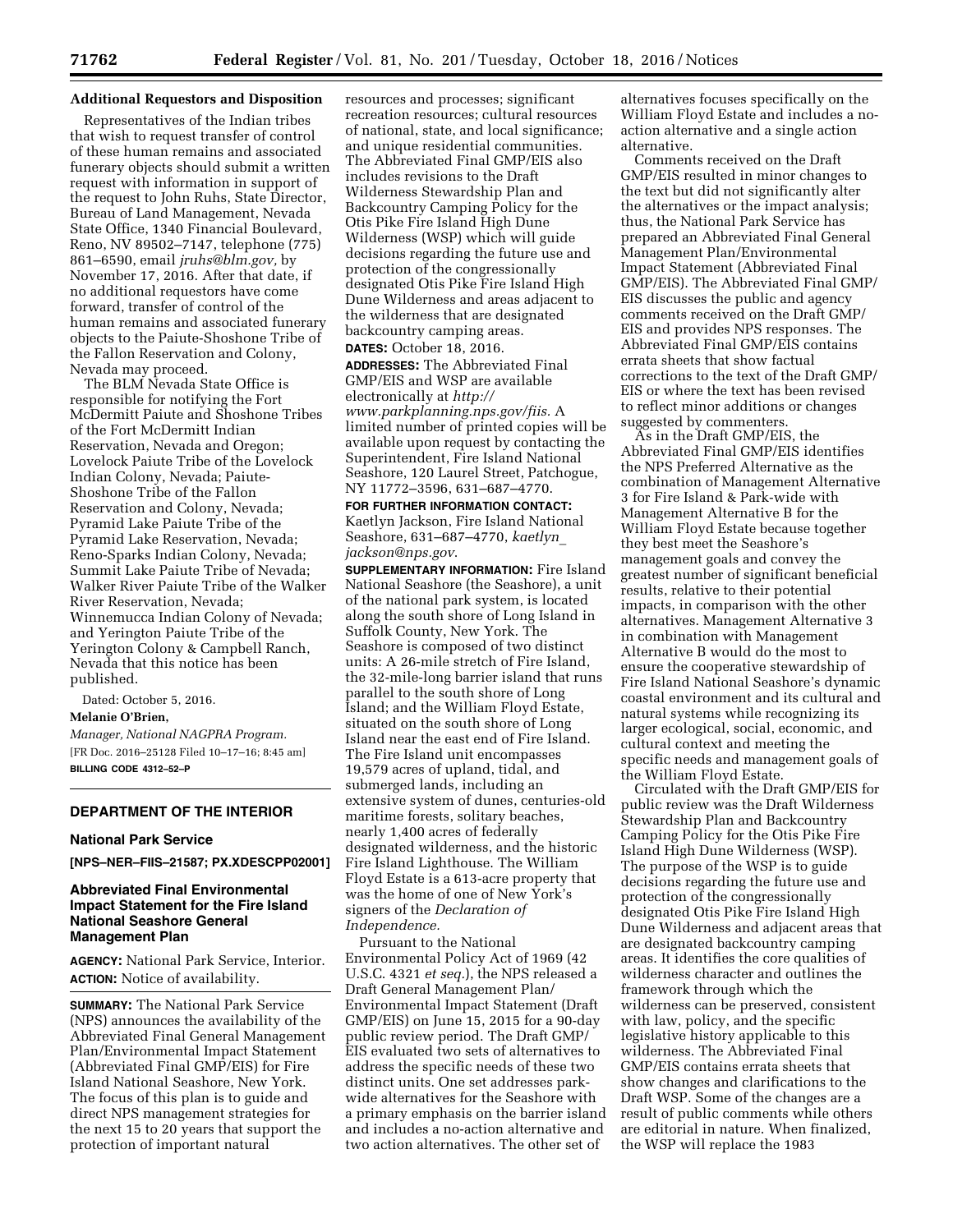### Additional Requestors and Disposition

Representatives of the Indian tribes that wish to request transfer of control of these human remains and associated funerary objects should submit a written request with information in support of the request to John Ruhs, State Director, Bureau of Land Management, Nevada State Office, 1340 Financial Boulevard, Reno, NV 89502–7147, telephone (775) 861–6590, email *jruhs@blm.gov,* by November 17, 2016. After that date, if no additional requestors have come forward, transfer of control of the human remains and associated funerary objects to the Paiute-Shoshone Tribe of the Fallon Reservation and Colony, Nevada may proceed.

The BLM Nevada State Office is responsible for notifying the Fort McDermitt Paiute and Shoshone Tribes of the Fort McDermitt Indian Reservation, Nevada and Oregon; Lovelock Paiute Tribe of the Lovelock Indian Colony, Nevada; Paiute-Shoshone Tribe of the Fallon Reservation and Colony, Nevada; Pyramid Lake Paiute Tribe of the Pyramid Lake Reservation, Nevada; Reno-Sparks Indian Colony, Nevada; Summit Lake Paiute Tribe of Nevada; Walker River Paiute Tribe of the Walker River Reservation, Nevada; Winnemucca Indian Colony of Nevada; and Yerington Paiute Tribe of the Yerington Colony & Campbell Ranch, Nevada that this notice has been published.

Dated: October 5, 2016.

**Melanie O'Brien,**

*Manager, National NAGPRA Program.*

[FR Doc. 2016–25128 Filed 10–17–16; 8:45 am]

**BILLING CODE 4312–52–P**

## DEPARTMENT OF THE INTERIOR

### National Park Service

**[NPS–NER–FIIS–21587; PX.XDESCPP02001]**

### Abbreviated Final Environmental Impact Statement for the Fire Island National Seashore General Management Plan

**AGENCY:** National Park Service, Interior.

**ACTION:** Notice of availability.

**SUMMARY:** The National Park Service (NPS) announces the availability of the Abbreviated Final General Management Plan/Environmental Impact Statement (Abbreviated Final GMP/EIS) for Fire Island National Seashore, New York. The focus of this plan is to guide and direct NPS management strategies for the next 15 to 20 years that support the protection of important natural resources and processes; significant recreation resources; cultural resources of national, state, and local significance; and unique residential communities. The Abbreviated Final GMP/EIS also includes revisions to the Draft Wilderness Stewardship Plan and Backcountry Camping Policy for the Otis Pike Fire Island High Dune Wilderness (WSP) which will guide decisions regarding the future use and protection of the congressionally designated Otis Pike Fire Island High Dune Wilderness and areas adjacent to the wilderness that are designated backcountry camping areas.

**DATES:** October 18, 2016.

**ADDRESSES:** The Abbreviated Final GMP/EIS and WSP are available electronically at *http://www.parkplanning.nps.gov/fiis.* A limited number of printed copies will be available upon request by contacting the Superintendent, Fire Island National Seashore, 120 Laurel Street, Patchogue, NY 11772–3596, 631–687–4770.

**FOR FURTHER INFORMATION CONTACT:** Kaetlyn Jackson, Fire Island National Seashore, 631–687–4770, *kaetlyn_jackson@nps.gov*.

**SUPPLEMENTARY INFORMATION:** Fire Island National Seashore (the Seashore), a unit of the national park system, is located along the south shore of Long Island in Suffolk County, New York. The Seashore is composed of two distinct units: A 26-mile stretch of Fire Island, the 32-mile-long barrier island that runs parallel to the south shore of Long Island; and the William Floyd Estate, situated on the south shore of Long Island near the east end of Fire Island. The Fire Island unit encompasses 19,579 acres of upland, tidal, and submerged lands, including an extensive system of dunes, centuries-old maritime forests, solitary beaches, nearly 1,400 acres of federally designated wilderness, and the historic Fire Island Lighthouse. The William Floyd Estate is a 613-acre property that was the home of one of New York's signers of the *Declaration of Independence.*

Pursuant to the National Environmental Policy Act of 1969 (42 U.S.C. 4321 *et seq.*), the NPS released a Draft General Management Plan/Environmental Impact Statement (Draft GMP/EIS) on June 15, 2015 for a 90-day public review period. The Draft GMP/EIS evaluated two sets of alternatives to address the specific needs of these two distinct units. One set addresses park-wide alternatives for the Seashore with a primary emphasis on the barrier island and includes a no-action alternative and two action alternatives. The other set of alternatives focuses specifically on the William Floyd Estate and includes a no-action alternative and a single action alternative.

Comments received on the Draft GMP/EIS resulted in minor changes to the text but did not significantly alter the alternatives or the impact analysis; thus, the National Park Service has prepared an Abbreviated Final General Management Plan/Environmental Impact Statement (Abbreviated Final GMP/EIS). The Abbreviated Final GMP/EIS discusses the public and agency comments received on the Draft GMP/EIS and provides NPS responses. The Abbreviated Final GMP/EIS contains errata sheets that show factual corrections to the text of the Draft GMP/EIS or where the text has been revised to reflect minor additions or changes suggested by commenters.

As in the Draft GMP/EIS, the Abbreviated Final GMP/EIS identifies the NPS Preferred Alternative as the combination of Management Alternative 3 for Fire Island & Park-wide with Management Alternative B for the William Floyd Estate because together they best meet the Seashore's management goals and convey the greatest number of significant beneficial results, relative to their potential impacts, in comparison with the other alternatives. Management Alternative 3 in combination with Management Alternative B would do the most to ensure the cooperative stewardship of Fire Island National Seashore's dynamic coastal environment and its cultural and natural systems while recognizing its larger ecological, social, economic, and cultural context and meeting the specific needs and management goals of the William Floyd Estate.

Circulated with the Draft GMP/EIS for public review was the Draft Wilderness Stewardship Plan and Backcountry Camping Policy for the Otis Pike Fire Island High Dune Wilderness (WSP). The purpose of the WSP is to guide decisions regarding the future use and protection of the congressionally designated Otis Pike Fire Island High Dune Wilderness and adjacent areas that are designated backcountry camping areas. It identifies the core qualities of wilderness character and outlines the framework through which the wilderness can be preserved, consistent with law, policy, and the specific legislative history applicable to this wilderness. The Abbreviated Final GMP/EIS contains errata sheets that show changes and clarifications to the Draft WSP. Some of the changes are a result of public comments while others are editorial in nature. When finalized, the WSP will replace the 1983